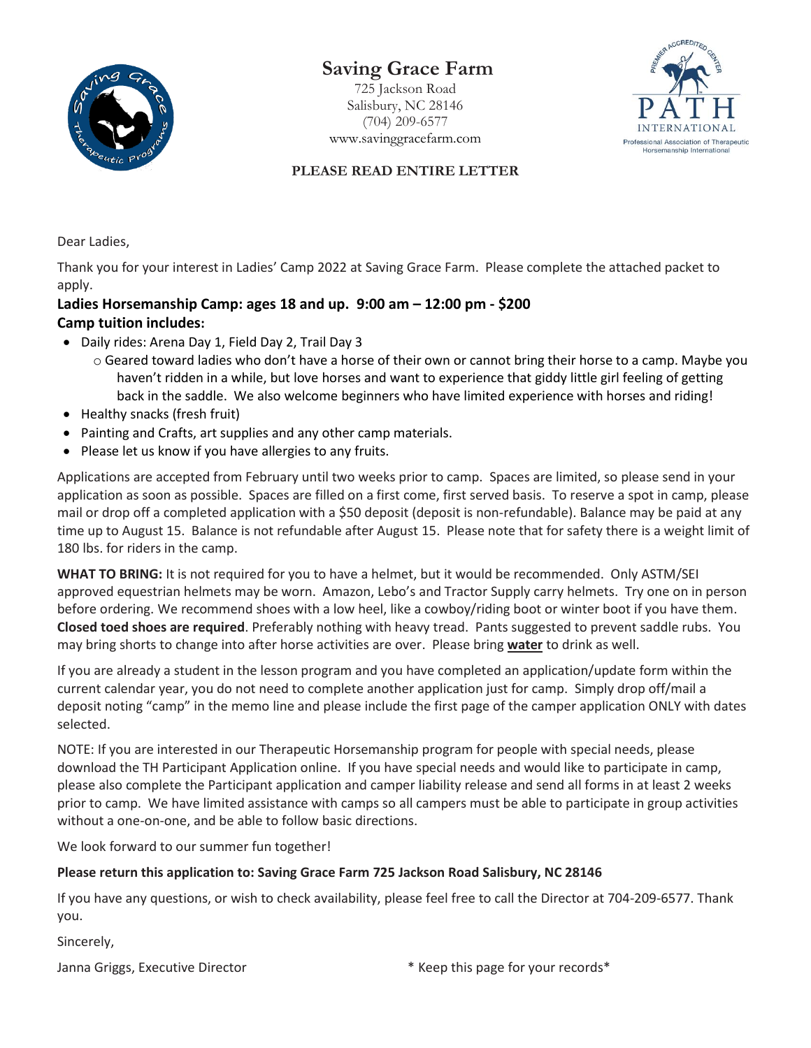# Saving Grace Farm

725 Jackson Road
Salisbury, NC 28146
(704) 209-6577
www.savinggracefarm.com

**PLEASE READ ENTIRE LETTER**

Dear Ladies,

Thank you for your interest in Ladies' Camp 2022 at Saving Grace Farm. Please complete the attached packet to apply.

**Ladies Horsemanship Camp: ages 18 and up. 9:00 am – 12:00 pm - $200**
**Camp tuition includes:**

- Daily rides: Arena Day 1, Field Day 2, Trail Day 3
  - Geared toward ladies who don't have a horse of their own or cannot bring their horse to a camp. Maybe you haven't ridden in a while, but love horses and want to experience that giddy little girl feeling of getting back in the saddle. We also welcome beginners who have limited experience with horses and riding!
- Healthy snacks (fresh fruit)
- Painting and Crafts, art supplies and any other camp materials.
- Please let us know if you have allergies to any fruits.

Applications are accepted from February until two weeks prior to camp. Spaces are limited, so please send in your application as soon as possible. Spaces are filled on a first come, first served basis. To reserve a spot in camp, please mail or drop off a completed application with a $50 deposit (deposit is non-refundable). Balance may be paid at any time up to August 15. Balance is not refundable after August 15. Please note that for safety there is a weight limit of 180 lbs. for riders in the camp.

**WHAT TO BRING:** It is not required for you to have a helmet, but it would be recommended. Only ASTM/SEI approved equestrian helmets may be worn. Amazon, Lebo's and Tractor Supply carry helmets. Try one on in person before ordering. We recommend shoes with a low heel, like a cowboy/riding boot or winter boot if you have them. **Closed toed shoes are required**. Preferably nothing with heavy tread. Pants suggested to prevent saddle rubs. You may bring shorts to change into after horse activities are over. Please bring **water** to drink as well.

If you are already a student in the lesson program and you have completed an application/update form within the current calendar year, you do not need to complete another application just for camp. Simply drop off/mail a deposit noting "camp" in the memo line and please include the first page of the camper application ONLY with dates selected.

NOTE: If you are interested in our Therapeutic Horsemanship program for people with special needs, please download the TH Participant Application online. If you have special needs and would like to participate in camp, please also complete the Participant application and camper liability release and send all forms in at least 2 weeks prior to camp. We have limited assistance with camps so all campers must be able to participate in group activities without a one-on-one, and be able to follow basic directions.

We look forward to our summer fun together!

**Please return this application to: Saving Grace Farm 725 Jackson Road Salisbury, NC 28146**

If you have any questions, or wish to check availability, please feel free to call the Director at 704-209-6577. Thank you.

Sincerely,

Janna Griggs, Executive Director

\* Keep this page for your records\*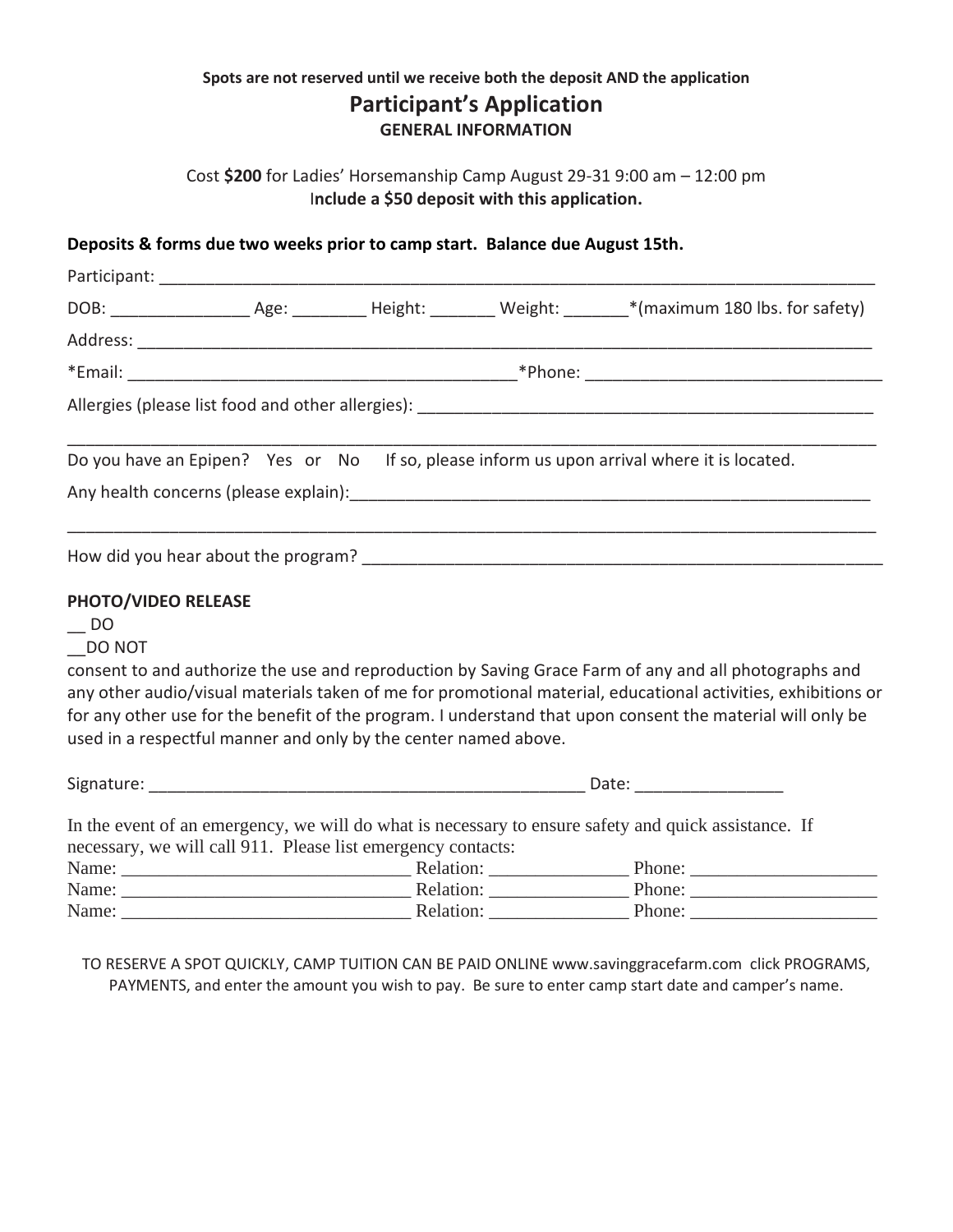**Spots are not reserved until we receive both the deposit AND the application**

## Participant's Application

**GENERAL INFORMATION**

Cost **$200** for Ladies' Horsemanship Camp August 29-31 9:00 am – 12:00 pm
**Include a $50 deposit with this application.**

**Deposits & forms due two weeks prior to camp start. Balance due August 15th.**

Participant: ______________________________________________________________________________

DOB: _______________ Age: ________ Height: _______ Weight: _______*(maximum 180 lbs. for safety)

Address: _________________________________________________________________________________

*Email: __________________________________________*Phone: ________________________________

Allergies (please list food and other allergies): ____________________________________________________

_________________________________________________________________________________________

Do you have an Epipen? Yes or No If so, please inform us upon arrival where it is located.

Any health concerns (please explain):__________________________________________________________

_________________________________________________________________________________________

How did you hear about the program? __________________________________________________________

**PHOTO/VIDEO RELEASE**

__ DO

__DO NOT

consent to and authorize the use and reproduction by Saving Grace Farm of any and all photographs and any other audio/visual materials taken of me for promotional material, educational activities, exhibitions or for any other use for the benefit of the program. I understand that upon consent the material will only be used in a respectful manner and only by the center named above.

Signature: _________________________________________________ Date: ________________

In the event of an emergency, we will do what is necessary to ensure safety and quick assistance. If necessary, we will call 911. Please list emergency contacts:

Name: _______________________________ Relation: _______________ Phone: ____________________

Name: _______________________________ Relation: _______________ Phone: ____________________

Name: _______________________________ Relation: _______________ Phone: ____________________

TO RESERVE A SPOT QUICKLY, CAMP TUITION CAN BE PAID ONLINE www.savinggracefarm.com click PROGRAMS, PAYMENTS, and enter the amount you wish to pay. Be sure to enter camp start date and camper's name.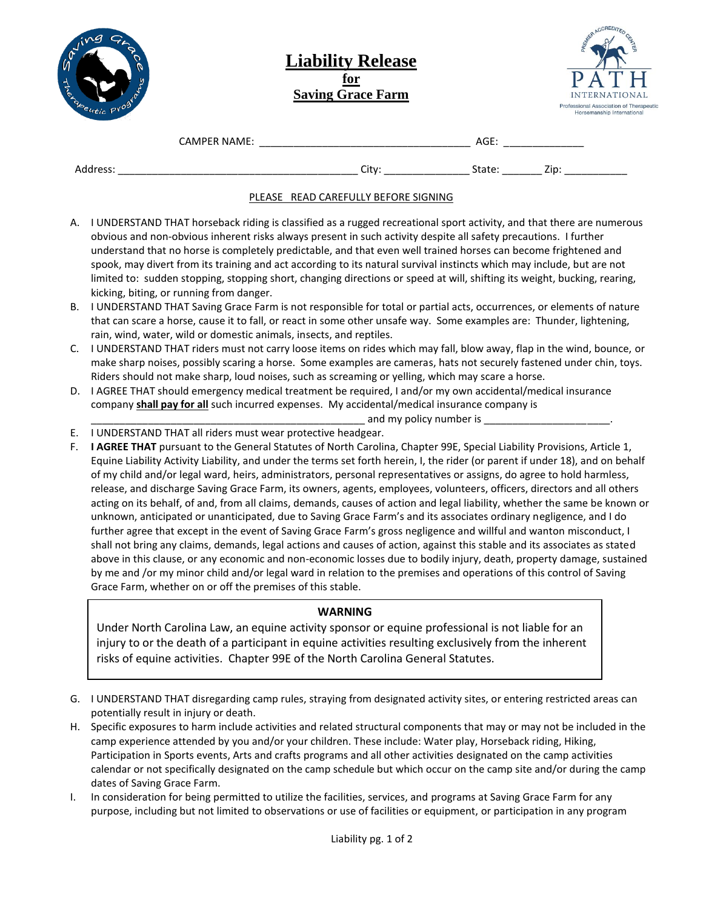# Liability Release
## for
## Saving Grace Farm

CAMPER NAME: ____________________________________ AGE: ______________

Address: __________________________________________ City: _______________ State: _______ Zip: ___________

PLEASE READ CAREFULLY BEFORE SIGNING

A. I UNDERSTAND THAT horseback riding is classified as a rugged recreational sport activity, and that there are numerous obvious and non-obvious inherent risks always present in such activity despite all safety precautions. I further understand that no horse is completely predictable, and that even well trained horses can become frightened and spook, may divert from its training and act according to its natural survival instincts which may include, but are not limited to: sudden stopping, stopping short, changing directions or speed at will, shifting its weight, bucking, rearing, kicking, biting, or running from danger.

B. I UNDERSTAND THAT Saving Grace Farm is not responsible for total or partial acts, occurrences, or elements of nature that can scare a horse, cause it to fall, or react in some other unsafe way. Some examples are: Thunder, lightening, rain, wind, water, wild or domestic animals, insects, and reptiles.

C. I UNDERSTAND THAT riders must not carry loose items on rides which may fall, blow away, flap in the wind, bounce, or make sharp noises, possibly scaring a horse. Some examples are cameras, hats not securely fastened under chin, toys. Riders should not make sharp, loud noises, such as screaming or yelling, which may scare a horse.

D. I AGREE THAT should emergency medical treatment be required, I and/or my own accidental/medical insurance company **shall pay for all** such incurred expenses. My accidental/medical insurance company is _______________________________________________ and my policy number is _____________________.

E. I UNDERSTAND THAT all riders must wear protective headgear.

F. **I AGREE THAT** pursuant to the General Statutes of North Carolina, Chapter 99E, Special Liability Provisions, Article 1, Equine Liability Activity Liability, and under the terms set forth herein, I, the rider (or parent if under 18), and on behalf of my child and/or legal ward, heirs, administrators, personal representatives or assigns, do agree to hold harmless, release, and discharge Saving Grace Farm, its owners, agents, employees, volunteers, officers, directors and all others acting on its behalf, of and, from all claims, demands, causes of action and legal liability, whether the same be known or unknown, anticipated or unanticipated, due to Saving Grace Farm's and its associates ordinary negligence, and I do further agree that except in the event of Saving Grace Farm's gross negligence and willful and wanton misconduct, I shall not bring any claims, demands, legal actions and causes of action, against this stable and its associates as stated above in this clause, or any economic and non-economic losses due to bodily injury, death, property damage, sustained by me and /or my minor child and/or legal ward in relation to the premises and operations of this control of Saving Grace Farm, whether on or off the premises of this stable.

**WARNING**

Under North Carolina Law, an equine activity sponsor or equine professional is not liable for an injury to or the death of a participant in equine activities resulting exclusively from the inherent risks of equine activities. Chapter 99E of the North Carolina General Statutes.

G. I UNDERSTAND THAT disregarding camp rules, straying from designated activity sites, or entering restricted areas can potentially result in injury or death.

H. Specific exposures to harm include activities and related structural components that may or may not be included in the camp experience attended by you and/or your children. These include: Water play, Horseback riding, Hiking, Participation in Sports events, Arts and crafts programs and all other activities designated on the camp activities calendar or not specifically designated on the camp schedule but which occur on the camp site and/or during the camp dates of Saving Grace Farm.

I. In consideration for being permitted to utilize the facilities, services, and programs at Saving Grace Farm for any purpose, including but not limited to observations or use of facilities or equipment, or participation in any program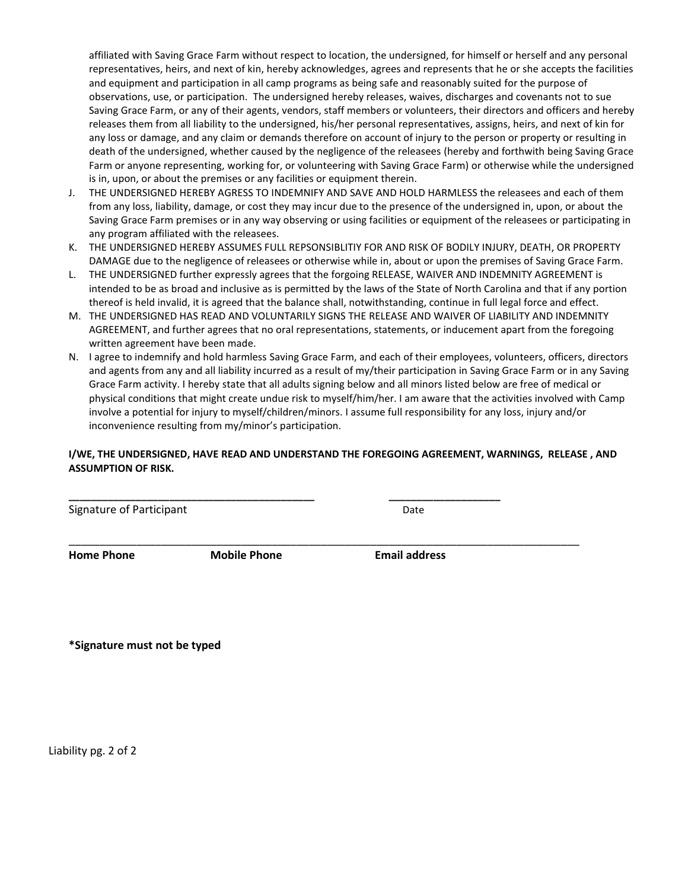affiliated with Saving Grace Farm without respect to location, the undersigned, for himself or herself and any personal representatives, heirs, and next of kin, hereby acknowledges, agrees and represents that he or she accepts the facilities and equipment and participation in all camp programs as being safe and reasonably suited for the purpose of observations, use, or participation. The undersigned hereby releases, waives, discharges and covenants not to sue Saving Grace Farm, or any of their agents, vendors, staff members or volunteers, their directors and officers and hereby releases them from all liability to the undersigned, his/her personal representatives, assigns, heirs, and next of kin for any loss or damage, and any claim or demands therefore on account of injury to the person or property or resulting in death of the undersigned, whether caused by the negligence of the releasees (hereby and forthwith being Saving Grace Farm or anyone representing, working for, or volunteering with Saving Grace Farm) or otherwise while the undersigned is in, upon, or about the premises or any facilities or equipment therein.

J. THE UNDERSIGNED HEREBY AGRESS TO INDEMNIFY AND SAVE AND HOLD HARMLESS the releasees and each of them from any loss, liability, damage, or cost they may incur due to the presence of the undersigned in, upon, or about the Saving Grace Farm premises or in any way observing or using facilities or equipment of the releasees or participating in any program affiliated with the releasees.
K. THE UNDERSIGNED HEREBY ASSUMES FULL REPSONSIBLITIY FOR AND RISK OF BODILY INJURY, DEATH, OR PROPERTY DAMAGE due to the negligence of releasees or otherwise while in, about or upon the premises of Saving Grace Farm.
L. THE UNDERSIGNED further expressly agrees that the forgoing RELEASE, WAIVER AND INDEMNITY AGREEMENT is intended to be as broad and inclusive as is permitted by the laws of the State of North Carolina and that if any portion thereof is held invalid, it is agreed that the balance shall, notwithstanding, continue in full legal force and effect.
M. THE UNDERSIGNED HAS READ AND VOLUNTARILY SIGNS THE RELEASE AND WAIVER OF LIABILITY AND INDEMNITY AGREEMENT, and further agrees that no oral representations, statements, or inducement apart from the foregoing written agreement have been made.
N. I agree to indemnify and hold harmless Saving Grace Farm, and each of their employees, volunteers, officers, directors and agents from any and all liability incurred as a result of my/their participation in Saving Grace Farm or in any Saving Grace Farm activity. I hereby state that all adults signing below and all minors listed below are free of medical or physical conditions that might create undue risk to myself/him/her. I am aware that the activities involved with Camp involve a potential for injury to myself/children/minors. I assume full responsibility for any loss, injury and/or inconvenience resulting from my/minor's participation.

**I/WE, THE UNDERSIGNED, HAVE READ AND UNDERSTAND THE FOREGOING AGREEMENT, WARNINGS, RELEASE , AND ASSUMPTION OF RISK.**

_________________________________________ ___________________

Signature of Participant Date

_____________________________________________________________________________________

**Home Phone** **Mobile Phone** **Email address**

***Signature must not be typed**